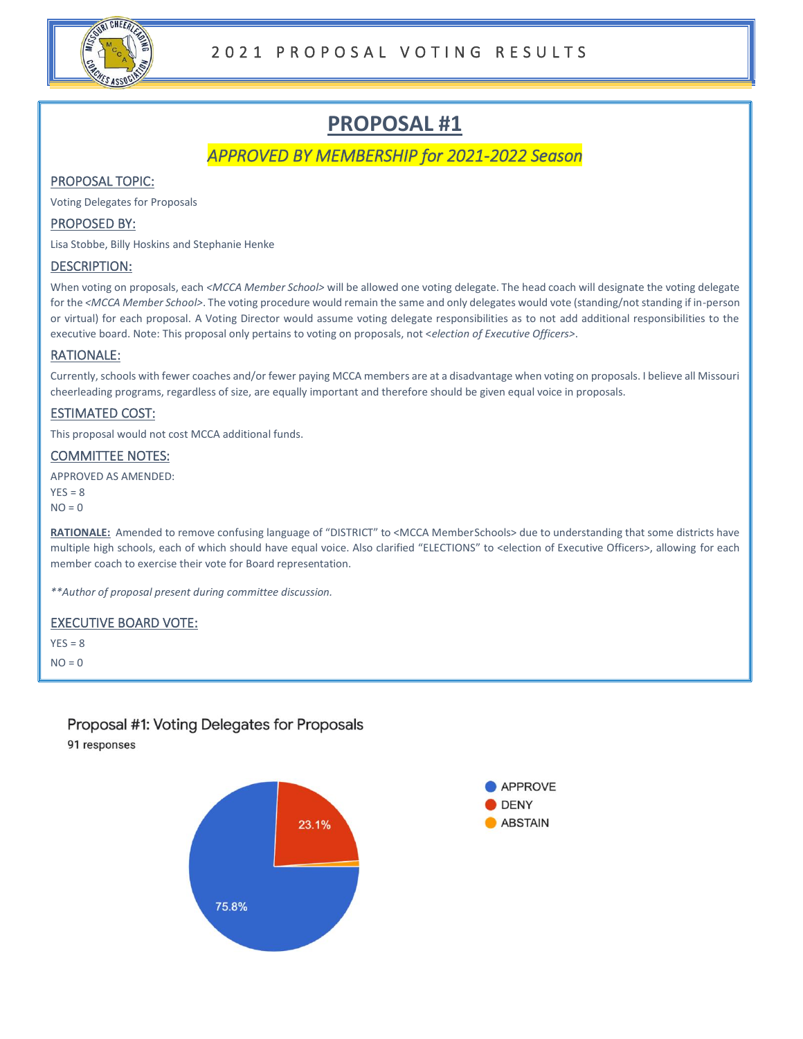# 2021 PROPOSAL VOTING RESULTS

## PROPOSAL #1

*APPROVED BY MEMBERSHIP for 2021-2022 Season*

### PROPOSAL TOPIC:

Voting Delegates for Proposals

### PROPOSED BY:

Lisa Stobbe, Billy Hoskins and Stephanie Henke

### DESCRIPTION:

When voting on proposals, each *<MCCA Member School>* will be allowed one voting delegate. The head coach will designate the voting delegate for the *<MCCA Member School>*. The voting procedure would remain the same and only delegates would vote (standing/not standing if in-person or virtual) for each proposal. A Voting Director would assume voting delegate responsibilities as to not add additional responsibilities to the executive board. Note: This proposal only pertains to voting on proposals, not *<election of Executive Officers>*.

### RATIONALE:

Currently, schools with fewer coaches and/or fewer paying MCCA members are at a disadvantage when voting on proposals. I believe all Missouri cheerleading programs, regardless of size, are equally important and therefore should be given equal voice in proposals.

### ESTIMATED COST:

This proposal would not cost MCCA additional funds.

### COMMITTEE NOTES:

APPROVED AS AMENDED:
YES = 8
NO = 0

**RATIONALE:** Amended to remove confusing language of "DISTRICT" to <MCCA MemberSchools> due to understanding that some districts have multiple high schools, each of which should have equal voice. Also clarified "ELECTIONS" to <election of Executive Officers>, allowing for each member coach to exercise their vote for Board representation.

*\*\*Author of proposal present during committee discussion.*

### EXECUTIVE BOARD VOTE:

YES = 8

NO = 0

Proposal #1: Voting Delegates for Proposals
91 responses

- APPROVE: 75.8%
- DENY: 23.1%
- ABSTAIN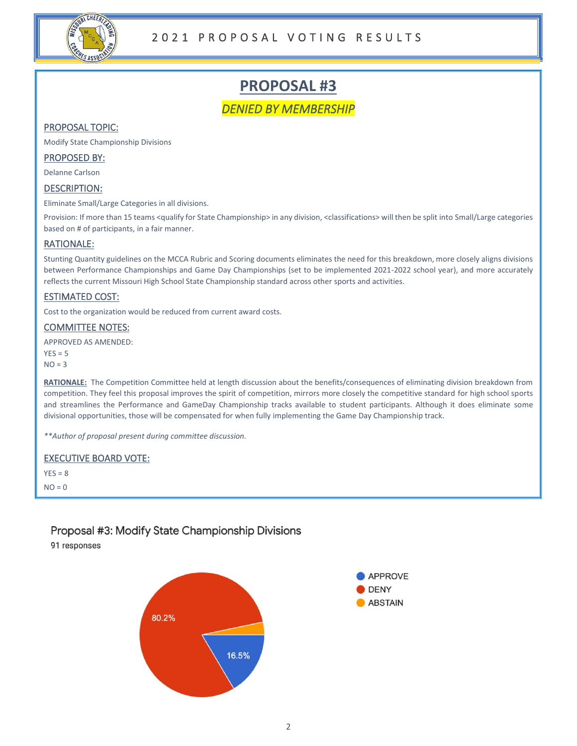# PROPOSAL #3

***DENIED BY MEMBERSHIP***

## PROPOSAL TOPIC:

Modify State Championship Divisions

## PROPOSED BY:

Delanne Carlson

## DESCRIPTION:

Eliminate Small/Large Categories in all divisions.

Provision: If more than 15 teams <qualify for State Championship> in any division, <classifications> will then be split into Small/Large categories based on # of participants, in a fair manner.

## RATIONALE:

Stunting Quantity guidelines on the MCCA Rubric and Scoring documents eliminates the need for this breakdown, more closely aligns divisions between Performance Championships and Game Day Championships (set to be implemented 2021-2022 school year), and more accurately reflects the current Missouri High School State Championship standard across other sports and activities.

## ESTIMATED COST:

Cost to the organization would be reduced from current award costs.

## COMMITTEE NOTES:

APPROVED AS AMENDED:

YES = 5

NO = 3

**RATIONALE:** The Competition Committee held at length discussion about the benefits/consequences of eliminating division breakdown from competition. They feel this proposal improves the spirit of competition, mirrors more closely the competitive standard for high school sports and streamlines the Performance and GameDay Championship tracks available to student participants. Although it does eliminate some divisional opportunities, those will be compensated for when fully implementing the Game Day Championship track.

*\*\*Author of proposal present during committee discussion.*

## EXECUTIVE BOARD VOTE:

YES = 8

NO = 0

Proposal #3: Modify State Championship Divisions

91 responses

| Response | Percentage |
|---|---|
| APPROVE | 16.5% |
| DENY | 80.2% |
| ABSTAIN | |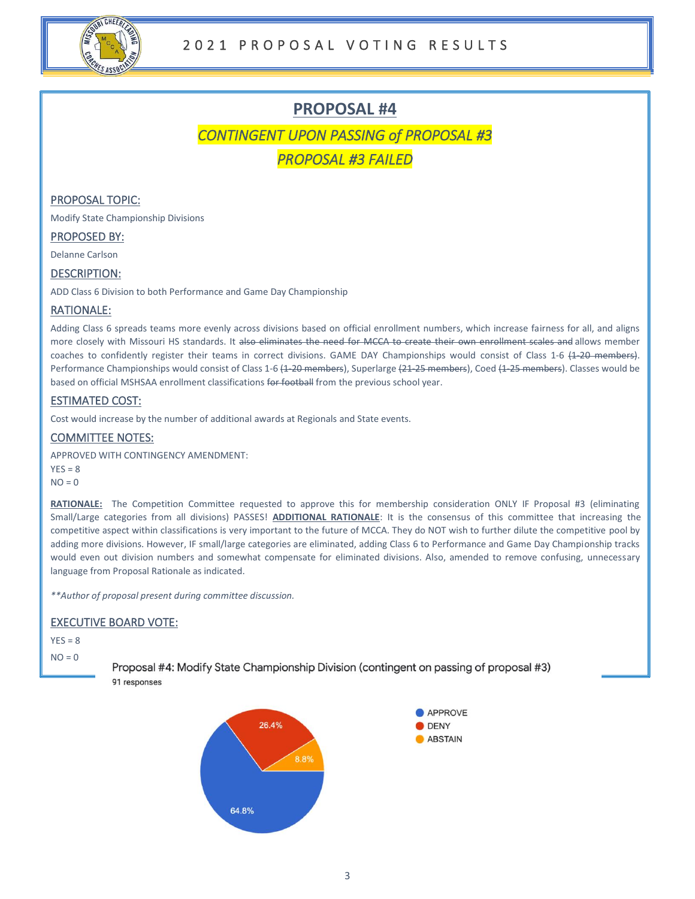# PROPOSAL #4

## *CONTINGENT UPON PASSING of PROPOSAL #3*

## *PROPOSAL #3 FAILED*

### PROPOSAL TOPIC:

Modify State Championship Divisions

### PROPOSED BY:

Delanne Carlson

### DESCRIPTION:

ADD Class 6 Division to both Performance and Game Day Championship

### RATIONALE:

Adding Class 6 spreads teams more evenly across divisions based on official enrollment numbers, which increase fairness for all, and aligns more closely with Missouri HS standards. It ~~also eliminates the need for MCCA to create their own enrollment scales and~~ allows member coaches to confidently register their teams in correct divisions. GAME DAY Championships would consist of Class 1-6 ~~(1-20 members)~~. Performance Championships would consist of Class 1-6 ~~(1-20 members)~~, Superlarge ~~(21-25 members)~~, Coed ~~(1-25 members)~~. Classes would be based on official MSHSAA enrollment classifications ~~for football~~ from the previous school year.

### ESTIMATED COST:

Cost would increase by the number of additional awards at Regionals and State events.

### COMMITTEE NOTES:

APPROVED WITH CONTINGENCY AMENDMENT:
YES = 8
NO = 0

**RATIONALE:** The Competition Committee requested to approve this for membership consideration ONLY IF Proposal #3 (eliminating Small/Large categories from all divisions) PASSES! **ADDITIONAL RATIONALE**: It is the consensus of this committee that increasing the competitive aspect within classifications is very important to the future of MCCA. They do NOT wish to further dilute the competitive pool by adding more divisions. However, IF small/large categories are eliminated, adding Class 6 to Performance and Game Day Championship tracks would even out division numbers and somewhat compensate for eliminated divisions. Also, amended to remove confusing, unnecessary language from Proposal Rationale as indicated.

*\*\*Author of proposal present during committee discussion.*

### EXECUTIVE BOARD VOTE:

YES = 8
NO = 0

Proposal #4: Modify State Championship Division (contingent on passing of proposal #3)
91 responses

- APPROVE: 64.8%
- DENY: 26.4%
- ABSTAIN: 8.8%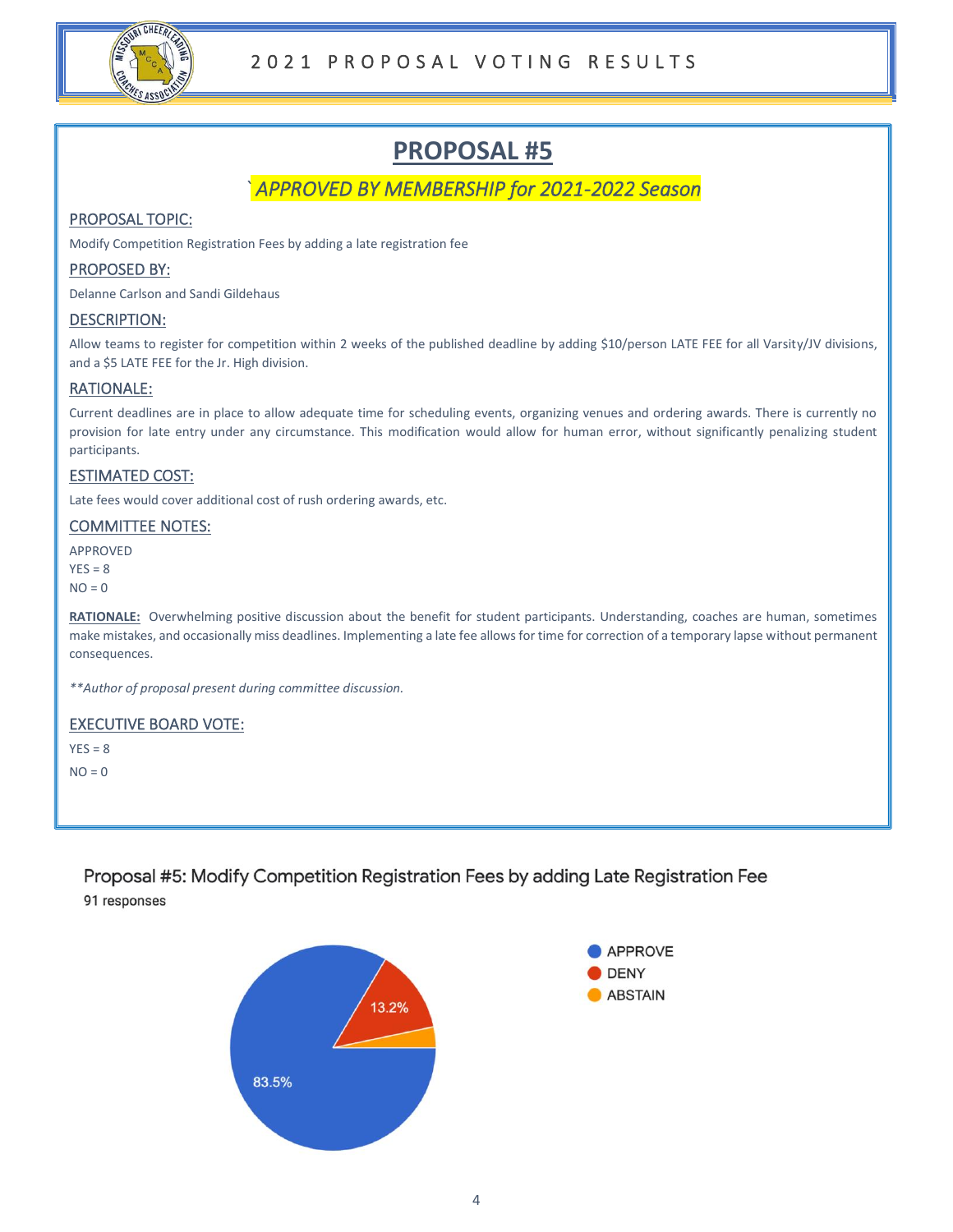# PROPOSAL #5

*APPROVED BY MEMBERSHIP for 2021-2022 Season*

**PROPOSAL TOPIC:**

Modify Competition Registration Fees by adding a late registration fee

**PROPOSED BY:**

Delanne Carlson and Sandi Gildehaus

**DESCRIPTION:**

Allow teams to register for competition within 2 weeks of the published deadline by adding $10/person LATE FEE for all Varsity/JV divisions, and a $5 LATE FEE for the Jr. High division.

**RATIONALE:**

Current deadlines are in place to allow adequate time for scheduling events, organizing venues and ordering awards. There is currently no provision for late entry under any circumstance. This modification would allow for human error, without significantly penalizing student participants.

**ESTIMATED COST:**

Late fees would cover additional cost of rush ordering awards, etc.

**COMMITTEE NOTES:**

APPROVED
YES = 8
NO = 0

**RATIONALE:** Overwhelming positive discussion about the benefit for student participants. Understanding, coaches are human, sometimes make mistakes, and occasionally miss deadlines. Implementing a late fee allows for time for correction of a temporary lapse without permanent consequences.

*\*\*Author of proposal present during committee discussion.*

**EXECUTIVE BOARD VOTE:**

YES = 8

NO = 0

Proposal #5: Modify Competition Registration Fees by adding Late Registration Fee

91 responses

| Response | Percentage |
| --- | --- |
| APPROVE | 83.5% |
| DENY | 13.2% |
| ABSTAIN | |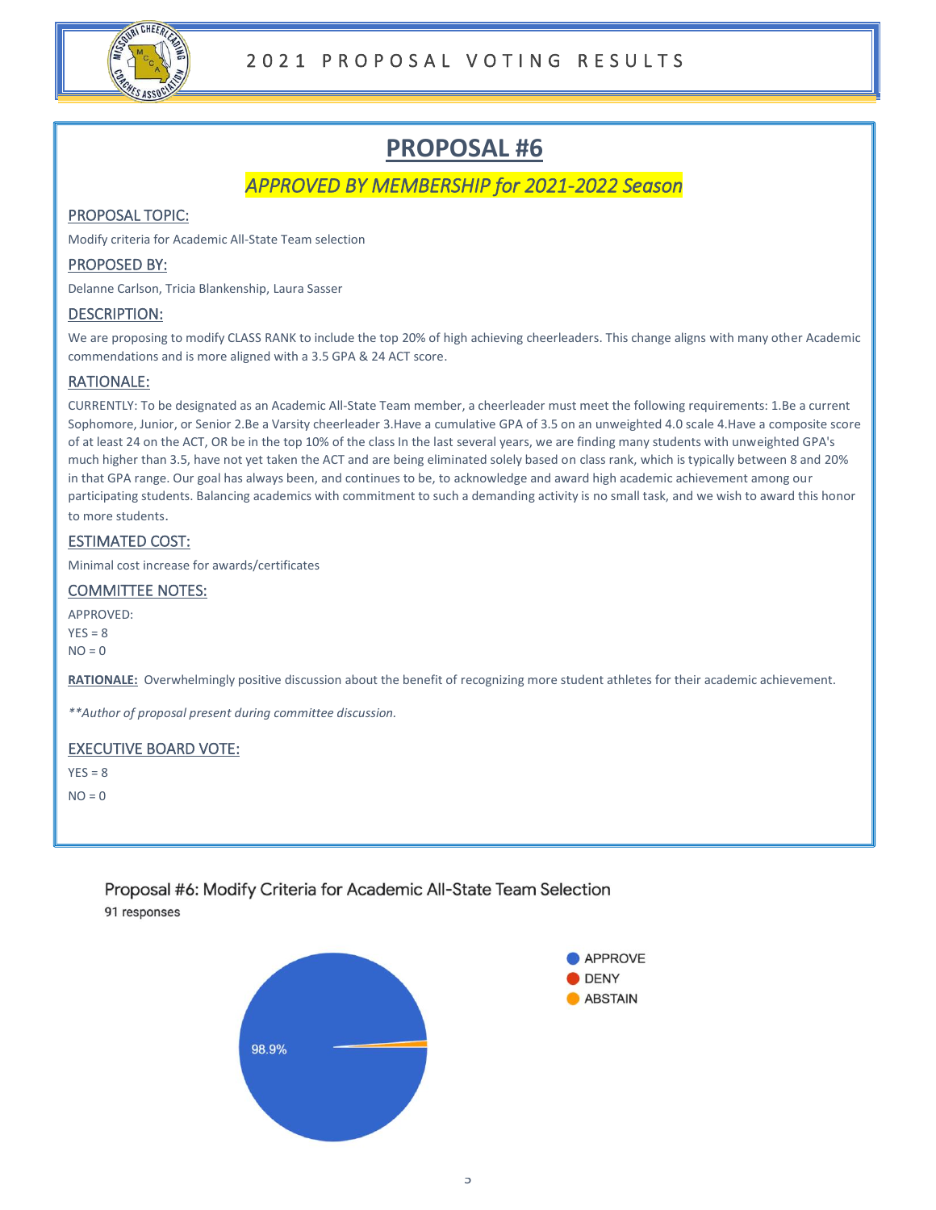# PROPOSAL #6

*APPROVED BY MEMBERSHIP for 2021-2022 Season*

## PROPOSAL TOPIC:

Modify criteria for Academic All-State Team selection

## PROPOSED BY:

Delanne Carlson, Tricia Blankenship, Laura Sasser

## DESCRIPTION:

We are proposing to modify CLASS RANK to include the top 20% of high achieving cheerleaders. This change aligns with many other Academic commendations and is more aligned with a 3.5 GPA & 24 ACT score.

## RATIONALE:

CURRENTLY: To be designated as an Academic All-State Team member, a cheerleader must meet the following requirements: 1.Be a current Sophomore, Junior, or Senior 2.Be a Varsity cheerleader 3.Have a cumulative GPA of 3.5 on an unweighted 4.0 scale 4.Have a composite score of at least 24 on the ACT, OR be in the top 10% of the class In the last several years, we are finding many students with unweighted GPA's much higher than 3.5, have not yet taken the ACT and are being eliminated solely based on class rank, which is typically between 8 and 20% in that GPA range. Our goal has always been, and continues to be, to acknowledge and award high academic achievement among our participating students. Balancing academics with commitment to such a demanding activity is no small task, and we wish to award this honor to more students.

## ESTIMATED COST:

Minimal cost increase for awards/certificates

## COMMITTEE NOTES:

APPROVED:
YES = 8
NO = 0

**RATIONALE:** Overwhelmingly positive discussion about the benefit of recognizing more student athletes for their academic achievement.

*\*\*Author of proposal present during committee discussion.*

## EXECUTIVE BOARD VOTE:

YES = 8

NO = 0

Proposal #6: Modify Criteria for Academic All-State Team Selection
91 responses

- APPROVE: 98.9%
- DENY
- ABSTAIN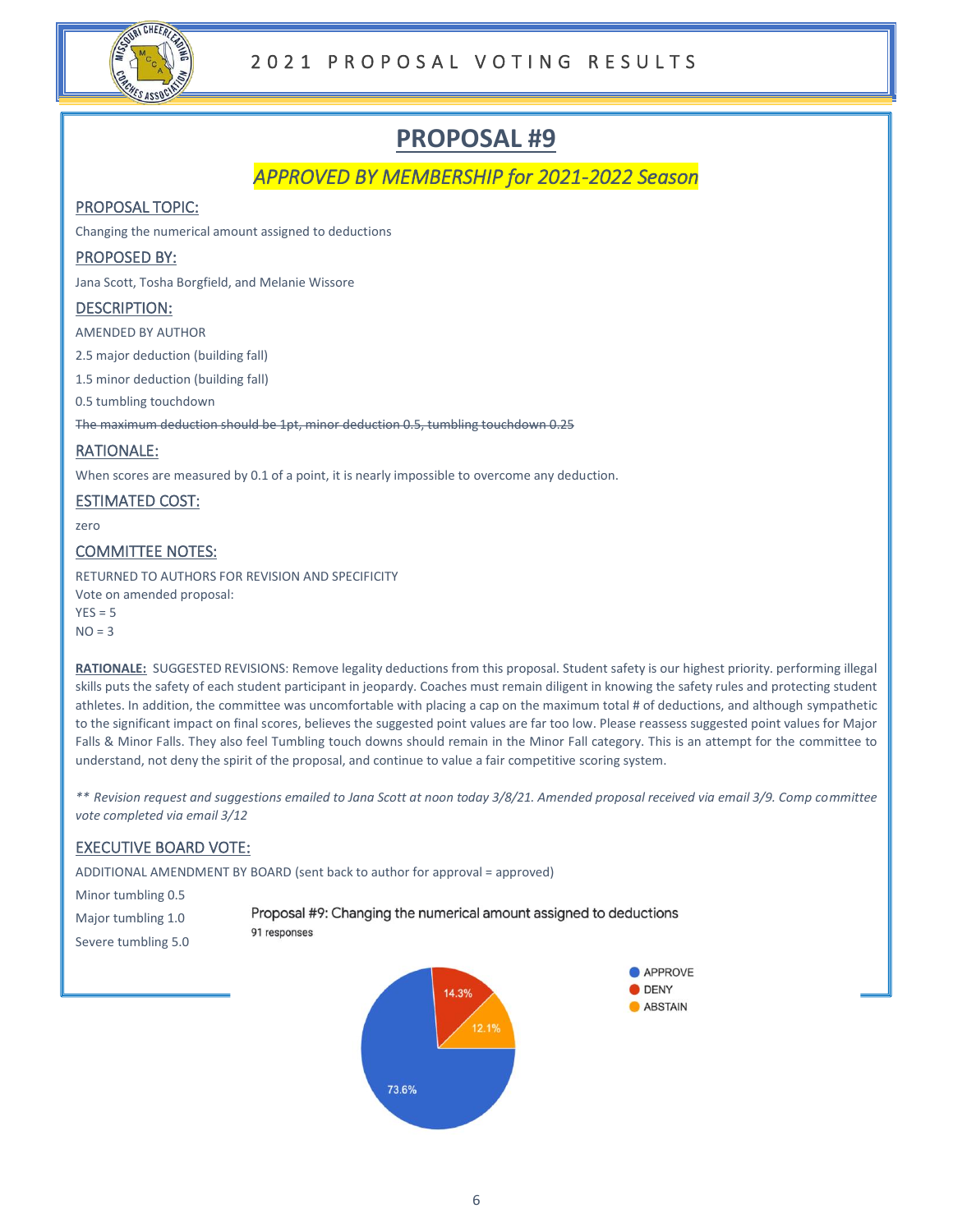# PROPOSAL #9

*APPROVED BY MEMBERSHIP for 2021-2022 Season*

## PROPOSAL TOPIC:

Changing the numerical amount assigned to deductions

## PROPOSED BY:

Jana Scott, Tosha Borgfield, and Melanie Wissore

## DESCRIPTION:

AMENDED BY AUTHOR

2.5 major deduction (building fall)

1.5 minor deduction (building fall)

0.5 tumbling touchdown

~~The maximum deduction should be 1pt, minor deduction 0.5, tumbling touchdown 0.25~~

## RATIONALE:

When scores are measured by 0.1 of a point, it is nearly impossible to overcome any deduction.

## ESTIMATED COST:

zero

## COMMITTEE NOTES:

RETURNED TO AUTHORS FOR REVISION AND SPECIFICITY
Vote on amended proposal:
YES = 5
NO = 3

**RATIONALE:** SUGGESTED REVISIONS: Remove legality deductions from this proposal. Student safety is our highest priority. performing illegal skills puts the safety of each student participant in jeopardy. Coaches must remain diligent in knowing the safety rules and protecting student athletes. In addition, the committee was uncomfortable with placing a cap on the maximum total # of deductions, and although sympathetic to the significant impact on final scores, believes the suggested point values are far too low. Please reassess suggested point values for Major Falls & Minor Falls. They also feel Tumbling touch downs should remain in the Minor Fall category. This is an attempt for the committee to understand, not deny the spirit of the proposal, and continue to value a fair competitive scoring system.

*** Revision request and suggestions emailed to Jana Scott at noon today 3/8/21. Amended proposal received via email 3/9. Comp committee vote completed via email 3/12*

## EXECUTIVE BOARD VOTE:

ADDITIONAL AMENDMENT BY BOARD (sent back to author for approval = approved)

Minor tumbling 0.5

Major tumbling 1.0

Severe tumbling 5.0

Proposal #9: Changing the numerical amount assigned to deductions
91 responses

| Response | Percentage |
|---|---|
| APPROVE | 73.6% |
| DENY | 14.3% |
| ABSTAIN | 12.1% |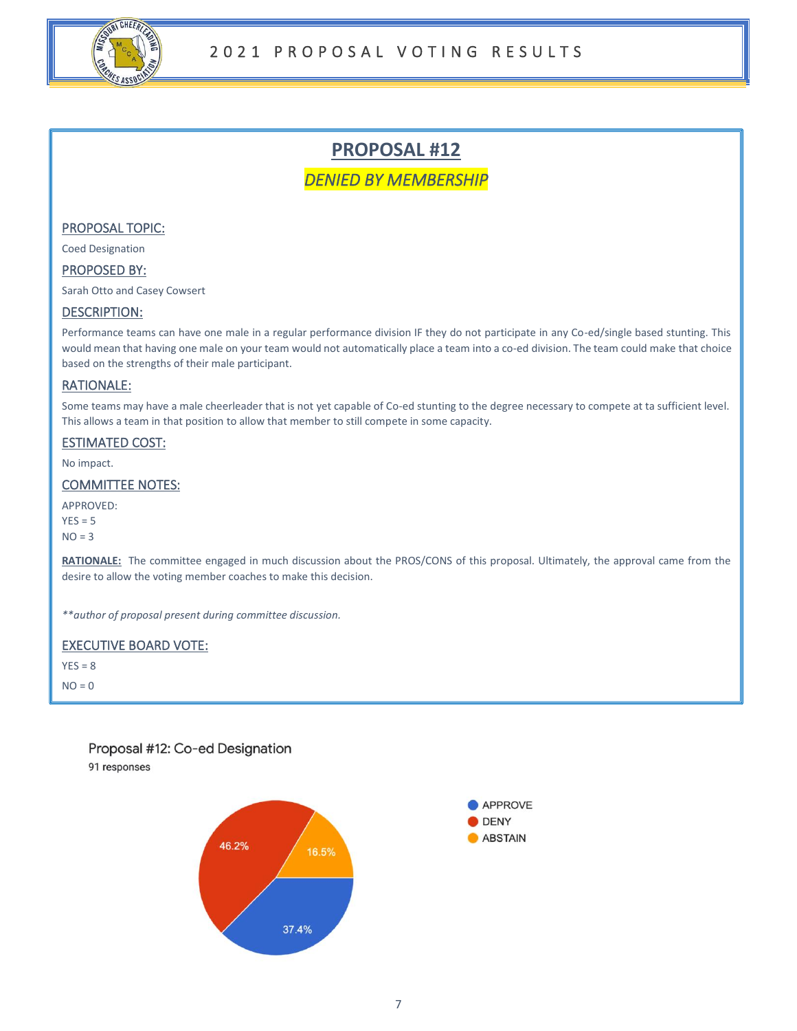# PROPOSAL #12

*DENIED BY MEMBERSHIP*

## PROPOSAL TOPIC:

Coed Designation

## PROPOSED BY:

Sarah Otto and Casey Cowsert

## DESCRIPTION:

Performance teams can have one male in a regular performance division IF they do not participate in any Co-ed/single based stunting. This would mean that having one male on your team would not automatically place a team into a co-ed division. The team could make that choice based on the strengths of their male participant.

## RATIONALE:

Some teams may have a male cheerleader that is not yet capable of Co-ed stunting to the degree necessary to compete at ta sufficient level. This allows a team in that position to allow that member to still compete in some capacity.

## ESTIMATED COST:

No impact.

## COMMITTEE NOTES:

APPROVED:
YES = 5
NO = 3

**RATIONALE:** The committee engaged in much discussion about the PROS/CONS of this proposal. Ultimately, the approval came from the desire to allow the voting member coaches to make this decision.

*\*\*author of proposal present during committee discussion.*

## EXECUTIVE BOARD VOTE:

YES = 8

NO = 0

Proposal #12: Co-ed Designation
91 responses

APPROVE
DENY
ABSTAIN

46.2%
16.5%
37.4%